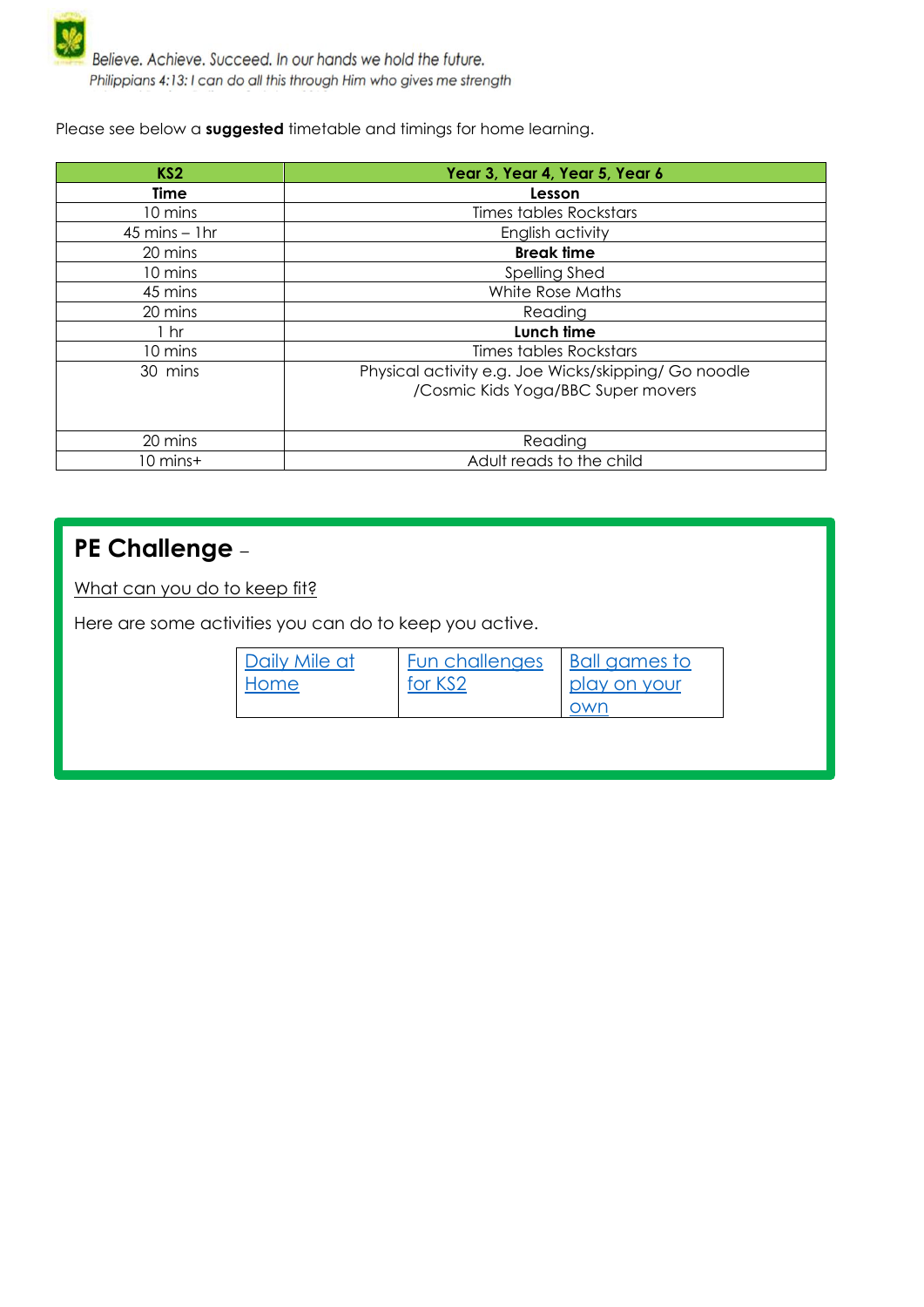Believe. Achieve. Succeed. In our hands we hold the future.

*Philippians 4:13: I can do all this through Him who gives me strength*

Please see below a **suggested** timetable and timings for home learning.

| **KS2** | **Year 3, Year 4, Year 5, Year 6** |
|---|---|
| **Time** | **Lesson** |
| 10 mins | Times tables Rockstars |
| 45 mins – 1hr | English activity |
| 20 mins | **Break time** |
| 10 mins | Spelling Shed |
| 45 mins | White Rose Maths |
| 20 mins | Reading |
| 1 hr | **Lunch time** |
| 10 mins | Times tables Rockstars |
| 30 mins | Physical activity e.g. Joe Wicks/skipping/ Go noodle /Cosmic Kids Yoga/BBC Super movers |
| 20 mins | Reading |
| 10 mins+ | Adult reads to the child |

## PE Challenge –

What can you do to keep fit?

Here are some activities you can do to keep you active.

| Daily Mile at Home | Fun challenges for KS2 | Ball games to play on your own |
|---|---|---|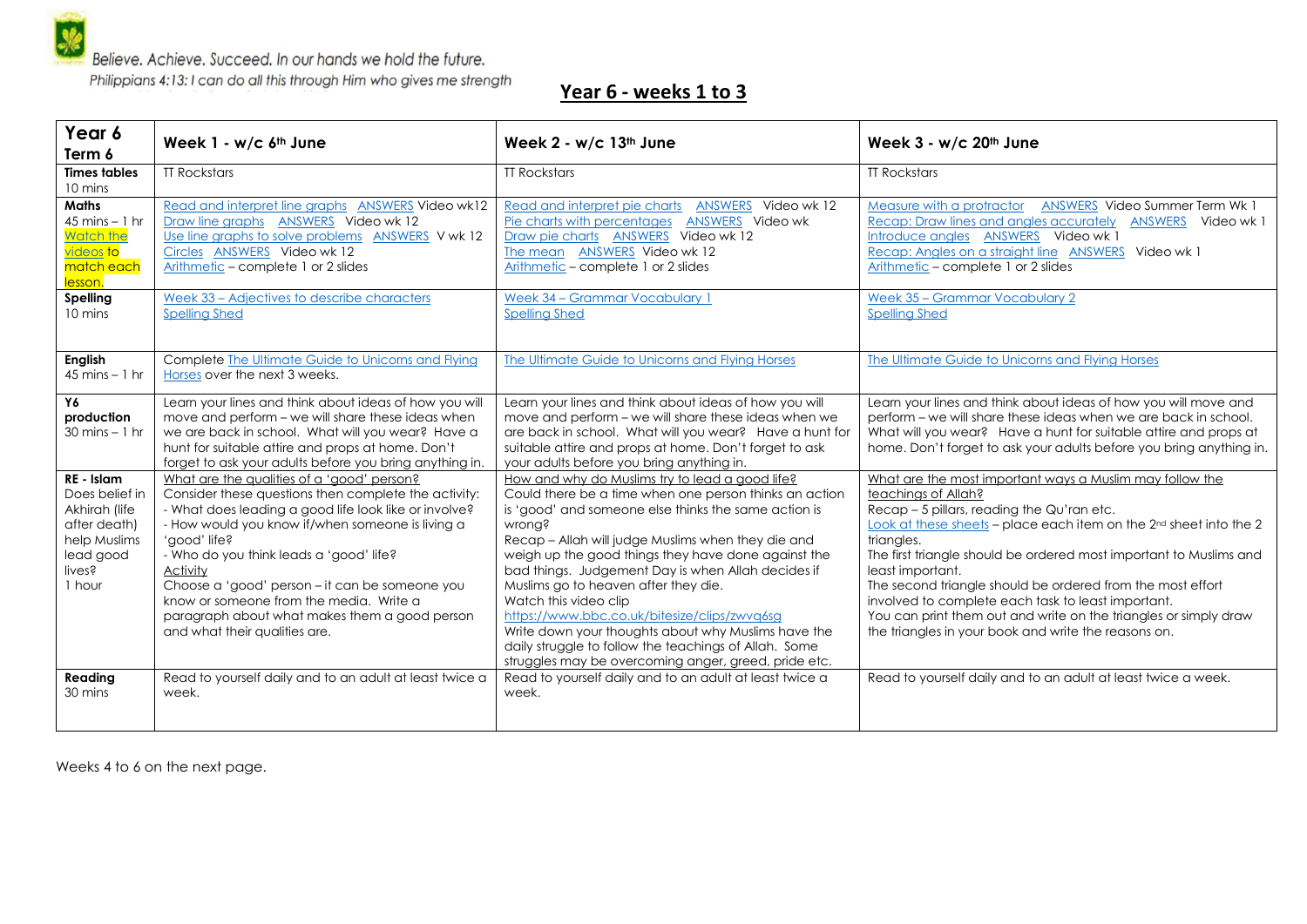Believe. Achieve. Succeed. In our hands we hold the future.
Philippians 4:13: I can do all this through Him who gives me strength

## Year 6 - weeks 1 to 3

| Year 6 Term 6 | Week 1 - w/c 6th June | Week 2 - w/c 13th June | Week 3 - w/c 20th June |
|---|---|---|---|
| **Times tables** 10 mins | TT Rockstars | TT Rockstars | TT Rockstars |
| **Maths** 45 mins – 1 hr Watch the videos to match each lesson. | Read and interpret line graphs ANSWERS Video wk12<br>Draw line graphs ANSWERS Video wk 12<br>Use line graphs to solve problems ANSWERS V wk 12<br>Circles ANSWERS Video wk 12<br>Arithmetic – complete 1 or 2 slides | Read and interpret pie charts ANSWERS Video wk 12<br>Pie charts with percentages ANSWERS Video wk<br>Draw pie charts ANSWERS Video wk 12<br>The mean ANSWERS Video wk 12<br>Arithmetic – complete 1 or 2 slides | Measure with a protractor ANSWERS Video Summer Term Wk 1<br>Recap: Draw lines and angles accurately ANSWERS Video wk 1<br>Introduce angles ANSWERS Video wk 1<br>Recap: Angles on a straight line ANSWERS Video wk 1<br>Arithmetic – complete 1 or 2 slides |
| **Spelling** 10 mins | Week 33 – Adjectives to describe characters<br>Spelling Shed | Week 34 – Grammar Vocabulary 1<br>Spelling Shed | Week 35 – Grammar Vocabulary 2<br>Spelling Shed |
| **English** 45 mins – 1 hr | Complete The Ultimate Guide to Unicorns and Flying Horses over the next 3 weeks. | The Ultimate Guide to Unicorns and Flying Horses | The Ultimate Guide to Unicorns and Flying Horses |
| **Y6 production** 30 mins – 1 hr | Learn your lines and think about ideas of how you will move and perform – we will share these ideas when we are back in school. What will you wear? Have a hunt for suitable attire and props at home. Don't forget to ask your adults before you bring anything in. | Learn your lines and think about ideas of how you will move and perform – we will share these ideas when we are back in school. What will you wear? Have a hunt for suitable attire and props at home. Don't forget to ask your adults before you bring anything in. | Learn your lines and think about ideas of how you will move and perform – we will share these ideas when we are back in school. What will you wear? Have a hunt for suitable attire and props at home. Don't forget to ask your adults before you bring anything in. |
| **RE - Islam** Does belief in Akhirah (life after death) help Muslims lead good lives? 1 hour | What are the qualities of a 'good' person?<br>Consider these questions then complete the activity:<br>- What does leading a good life look like or involve?<br>- How would you know if/when someone is living a 'good' life?<br>- Who do you think leads a 'good' life?<br>Activity<br>Choose a 'good' person – it can be someone you know or someone from the media. Write a paragraph about what makes them a good person and what their qualities are. | How and why do Muslims try to lead a good life?<br>Could there be a time when one person thinks an action is 'good' and someone else thinks the same action is wrong?<br>Recap – Allah will judge Muslims when they die and weigh up the good things they have done against the bad things. Judgement Day is when Allah decides if Muslims go to heaven after they die.<br>Watch this video clip<br>https://www.bbc.co.uk/bitesize/clips/zwvq6sg<br>Write down your thoughts about why Muslims have the daily struggle to follow the teachings of Allah. Some struggles may be overcoming anger, greed, pride etc. | What are the most important ways a Muslim may follow the teachings of Allah?<br>Recap – 5 pillars, reading the Qu'ran etc.<br>Look at these sheets – place each item on the 2nd sheet into the 2 triangles.<br>The first triangle should be ordered most important to Muslims and least important.<br>The second triangle should be ordered from the most effort involved to complete each task to least important.<br>You can print them out and write on the triangles or simply draw the triangles in your book and write the reasons on. |
| **Reading** 30 mins | Read to yourself daily and to an adult at least twice a week. | Read to yourself daily and to an adult at least twice a week. | Read to yourself daily and to an adult at least twice a week. |

Weeks 4 to 6 on the next page.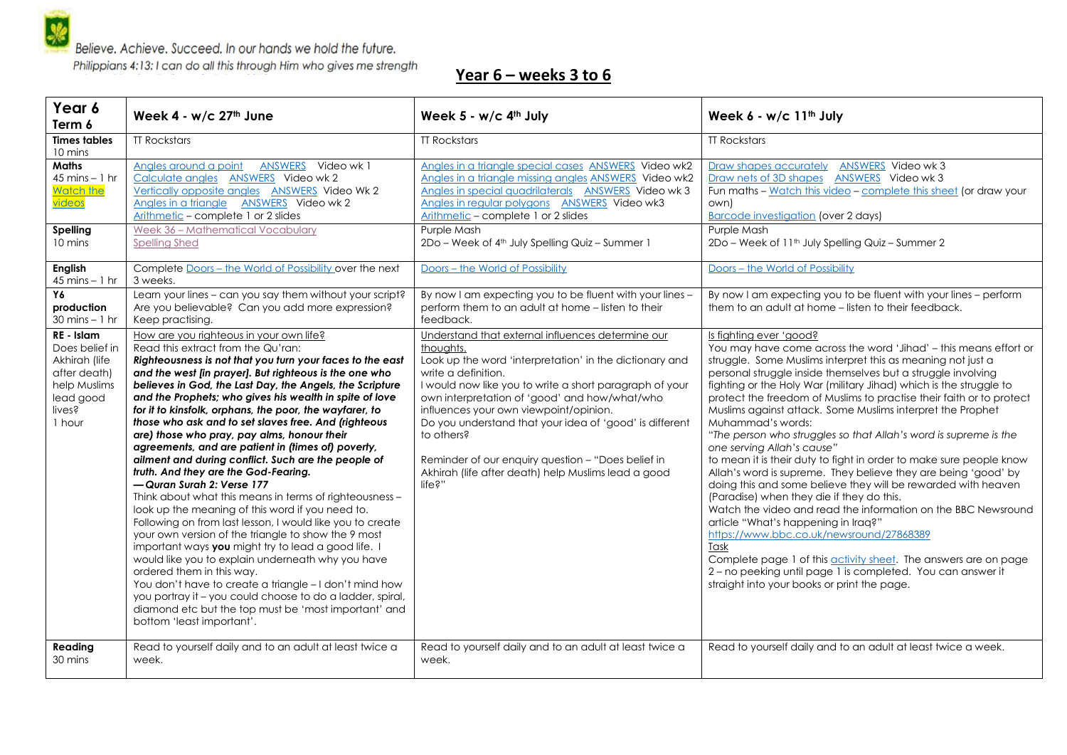Believe. Achieve. Succeed. In our hands we hold the future.
Philippians 4:13: I can do all this through Him who gives me strength

## Year 6 – weeks 3 to 6

| Year 6 Term 6 | Week 4 - w/c 27th June | Week 5 - w/c 4th July | Week 6 - w/c 11th July |
|---|---|---|---|
| **Times tables** 10 mins | TT Rockstars | TT Rockstars | TT Rockstars |
| **Maths** 45 mins – 1 hr Watch the videos | Angles around a point ANSWERS Video wk 1<br>Calculate angles ANSWERS Video wk 2<br>Vertically opposite angles ANSWERS Video Wk 2<br>Angles in a triangle ANSWERS Video wk 2<br>Arithmetic – complete 1 or 2 slides | Angles in a triangle special cases ANSWERS Video wk2<br>Angles in a triangle missing angles ANSWERS Video wk2<br>Angles in special quadrilaterals ANSWERS Video wk 3<br>Angles in regular polygons ANSWERS Video wk3<br>Arithmetic – complete 1 or 2 slides | Draw shapes accurately ANSWERS Video wk 3<br>Draw nets of 3D shapes ANSWERS Video wk 3<br>Fun maths – Watch this video – complete this sheet (or draw your own)<br>Barcode investigation (over 2 days) |
| **Spelling** 10 mins | Week 36 – Mathematical Vocabulary<br>Spelling Shed | Purple Mash<br>2Do – Week of 4th July Spelling Quiz – Summer 1 | Purple Mash<br>2Do – Week of 11th July Spelling Quiz – Summer 2 |
| **English** 45 mins – 1 hr | Complete Doors – the World of Possibility over the next 3 weeks. | Doors – the World of Possibility | Doors – the World of Possibility |
| **Y6 production** 30 mins – 1 hr | Learn your lines – can you say them without your script? Are you believable? Can you add more expression? Keep practising. | By now I am expecting you to be fluent with your lines – perform them to an adult at home – listen to their feedback. | By now I am expecting you to be fluent with your lines – perform them to an adult at home – listen to their feedback. |
| **RE - Islam** Does belief in Akhirah (life after death) help Muslims lead good lives? 1 hour | How are you righteous in your own life?<br>Read this extract from the Qu'ran:<br>***Righteousness is not that you turn your faces to the east and the west [in prayer]. But righteous is the one who believes in God, the Last Day, the Angels, the Scripture and the Prophets; who gives his wealth in spite of love for it to kinsfolk, orphans, the poor, the wayfarer, to those who ask and to set slaves free. And (righteous are) those who pray, pay alms, honour their agreements, and are patient in (times of) poverty, ailment and during conflict. Such are the people of truth. And they are the God-Fearing.***<br>***— Quran Surah 2: Verse 177***<br>Think about what this means in terms of righteousness – look up the meaning of this word if you need to.<br>Following on from last lesson, I would like you to create your own version of the triangle to show the 9 most important ways **you** might try to lead a good life. I would like you to explain underneath why you have ordered them in this way.<br>You don't have to create a triangle – I don't mind how you portray it – you could choose to do a ladder, spiral, diamond etc but the top must be 'most important' and bottom 'least important'. | Understand that external influences determine our thoughts.<br>Look up the word 'interpretation' in the dictionary and write a definition.<br>I would now like you to write a short paragraph of your own interpretation of 'good' and how/what/who influences your own viewpoint/opinion.<br>Do you understand that your idea of 'good' is different to others?<br><br>Reminder of our enquiry question – "Does belief in Akhirah (life after death) help Muslims lead a good life?" | Is fighting ever 'good?<br>You may have come across the word 'Jihad' – this means effort or struggle. Some Muslims interpret this as meaning not just a personal struggle inside themselves but a struggle involving fighting or the Holy War (military Jihad) which is the struggle to protect the freedom of Muslims to practise their faith or to protect Muslims against attack. Some Muslims interpret the Prophet Muhammad's words:<br>*"The person who struggles so that Allah's word is supreme is the one serving Allah's cause"*<br>to mean it is their duty to fight in order to make sure people know Allah's word is supreme. They believe they are being 'good' by doing this and some believe they will be rewarded with heaven (Paradise) when they die if they do this.<br>Watch the video and read the information on the BBC Newsround article "What's happening in Iraq?"<br>https://www.bbc.co.uk/newsround/27868389<br>Task<br>Complete page 1 of this activity sheet. The answers are on page 2 – no peeking until page 1 is completed. You can answer it straight into your books or print the page. |
| **Reading** 30 mins | Read to yourself daily and to an adult at least twice a week. | Read to yourself daily and to an adult at least twice a week. | Read to yourself daily and to an adult at least twice a week. |